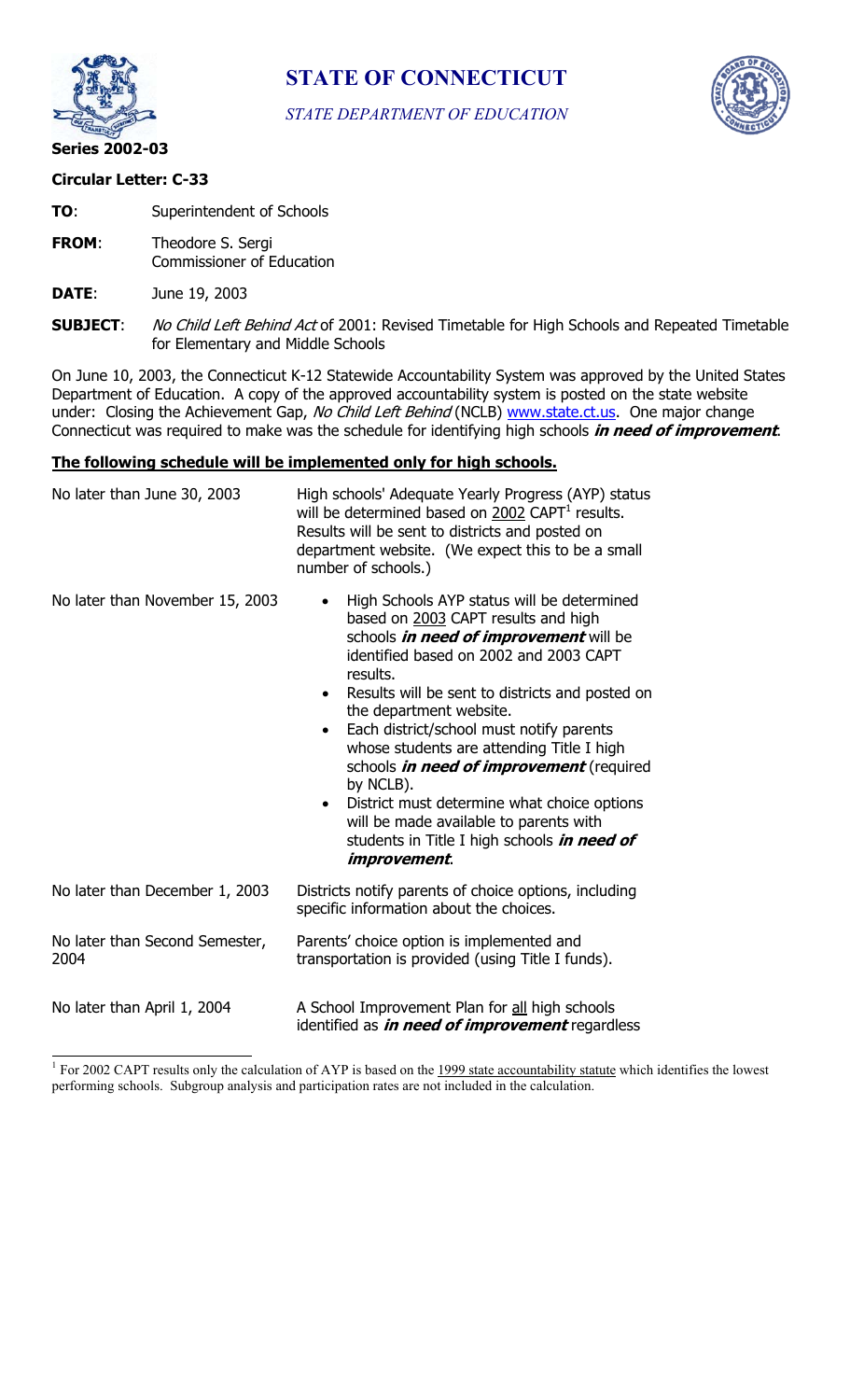# STATE OF CONNECTICUT

*STATE DEPARTMENT OF EDUCATION*

**Series 2002-03**

**Circular Letter: C-33**

**TO**: Superintendent of Schools

**FROM**: Theodore S. Sergi
Commissioner of Education

**DATE**: June 19, 2003

**SUBJECT**: *No Child Left Behind Act* of 2001: Revised Timetable for High Schools and Repeated Timetable for Elementary and Middle Schools

On June 10, 2003, the Connecticut K-12 Statewide Accountability System was approved by the United States Department of Education. A copy of the approved accountability system is posted on the state website under: Closing the Achievement Gap, *No Child Left Behind* (NCLB) www.state.ct.us. One major change Connecticut was required to make was the schedule for identifying high schools ***in need of improvement***.

**The following schedule will be implemented only for high schools.**

| | |
|---|---|
| No later than June 30, 2003 | High schools' Adequate Yearly Progress (AYP) status will be determined based on 2002 CAPT[1] results. Results will be sent to districts and posted on department website. (We expect this to be a small number of schools.) |
| No later than November 15, 2003 | • High Schools AYP status will be determined based on 2003 CAPT results and high schools ***in need of improvement*** will be identified based on 2002 and 2003 CAPT results.<br>• Results will be sent to districts and posted on the department website.<br>• Each district/school must notify parents whose students are attending Title I high schools ***in need of improvement*** (required by NCLB).<br>• District must determine what choice options will be made available to parents with students in Title I high schools ***in need of improvement***. |
| No later than December 1, 2003 | Districts notify parents of choice options, including specific information about the choices. |
| No later than Second Semester, 2004 | Parents' choice option is implemented and transportation is provided (using Title I funds). |
| No later than April 1, 2004 | A School Improvement Plan for all high schools identified as ***in need of improvement*** regardless |

[1] For 2002 CAPT results only the calculation of AYP is based on the 1999 state accountability statute which identifies the lowest performing schools. Subgroup analysis and participation rates are not included in the calculation.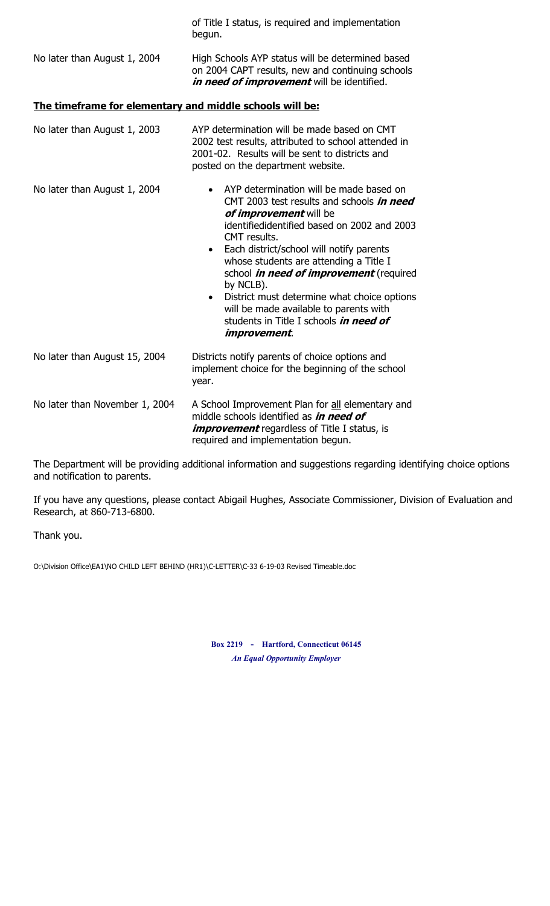of Title I status, is required and implementation begun.

| | |
|---|---|
| No later than August 1, 2004 | High Schools AYP status will be determined based on 2004 CAPT results, new and continuing schools ***in need of improvement*** will be identified. |

**<u>The timeframe for elementary and middle schools will be:</u>**

| | |
|---|---|
| No later than August 1, 2003 | AYP determination will be made based on CMT 2002 test results, attributed to school attended in 2001-02. Results will be sent to districts and posted on the department website. |
| No later than August 1, 2004 | • AYP determination will be made based on CMT 2003 test results and schools ***in need of improvement*** will be identifiedidentified based on 2002 and 2003 CMT results. • Each district/school will notify parents whose students are attending a Title I school ***in need of improvement*** (required by NCLB). • District must determine what choice options will be made available to parents with students in Title I schools ***in need of improvement***. |
| No later than August 15, 2004 | Districts notify parents of choice options and implement choice for the beginning of the school year. |
| No later than November 1, 2004 | A School Improvement Plan for <u>all</u> elementary and middle schools identified as ***in need of improvement*** regardless of Title I status, is required and implementation begun. |

The Department will be providing additional information and suggestions regarding identifying choice options and notification to parents.

If you have any questions, please contact Abigail Hughes, Associate Commissioner, Division of Evaluation and Research, at 860-713-6800.

Thank you.

O:\Division Office\EA1\NO CHILD LEFT BEHIND (HR1)\C-LETTER\C-33 6-19-03 Revised Timeable.doc

**Box 2219 - Hartford, Connecticut 06145**

***An Equal Opportunity Employer***